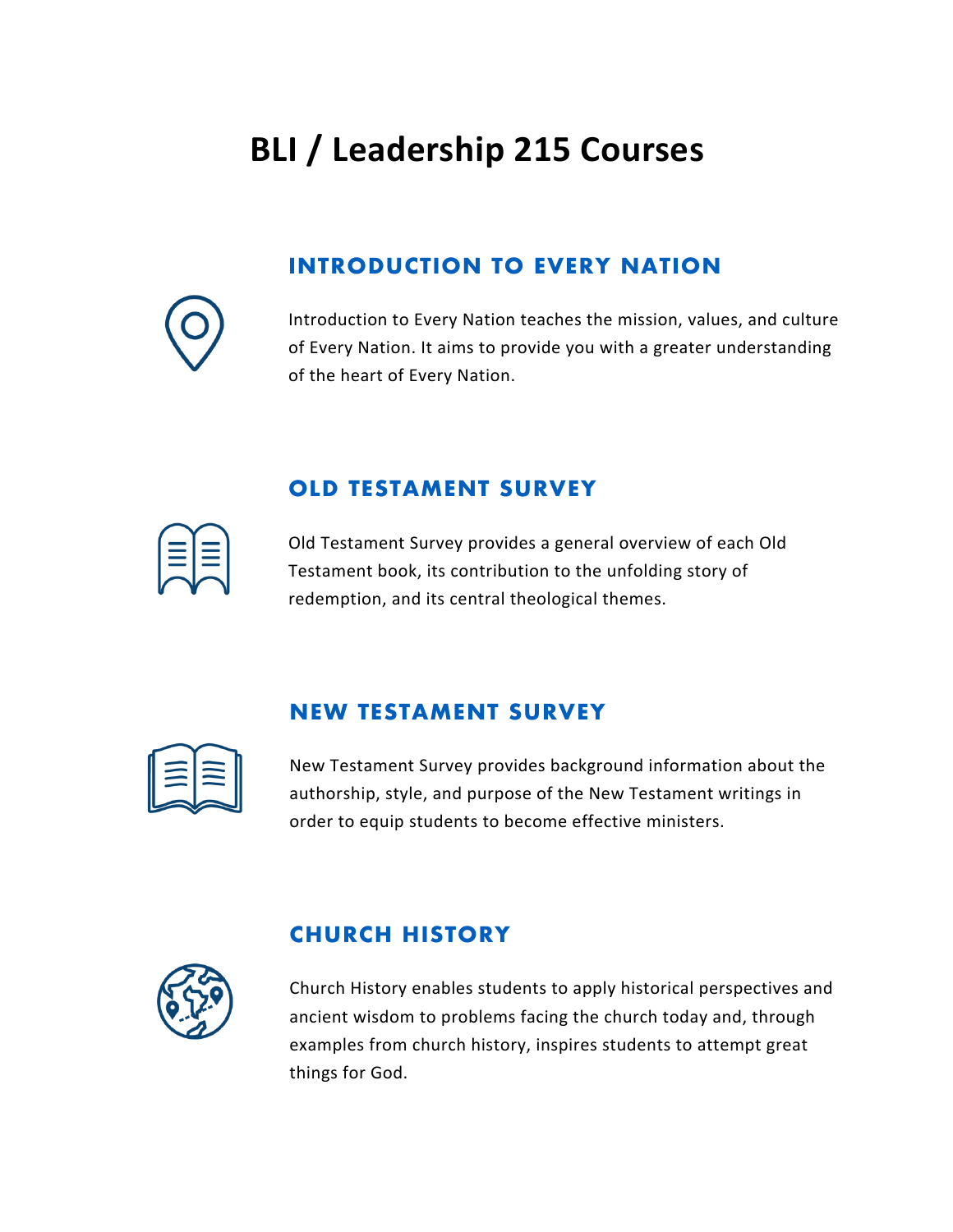# BLI / Leadership 215 Courses

## INTRODUCTION TO EVERY NATION

Introduction to Every Nation teaches the mission, values, and culture of Every Nation. It aims to provide you with a greater understanding of the heart of Every Nation.

## OLD TESTAMENT SURVEY

Old Testament Survey provides a general overview of each Old Testament book, its contribution to the unfolding story of redemption, and its central theological themes.

## NEW TESTAMENT SURVEY

New Testament Survey provides background information about the authorship, style, and purpose of the New Testament writings in order to equip students to become effective ministers.

## CHURCH HISTORY

Church History enables students to apply historical perspectives and ancient wisdom to problems facing the church today and, through examples from church history, inspires students to attempt great things for God.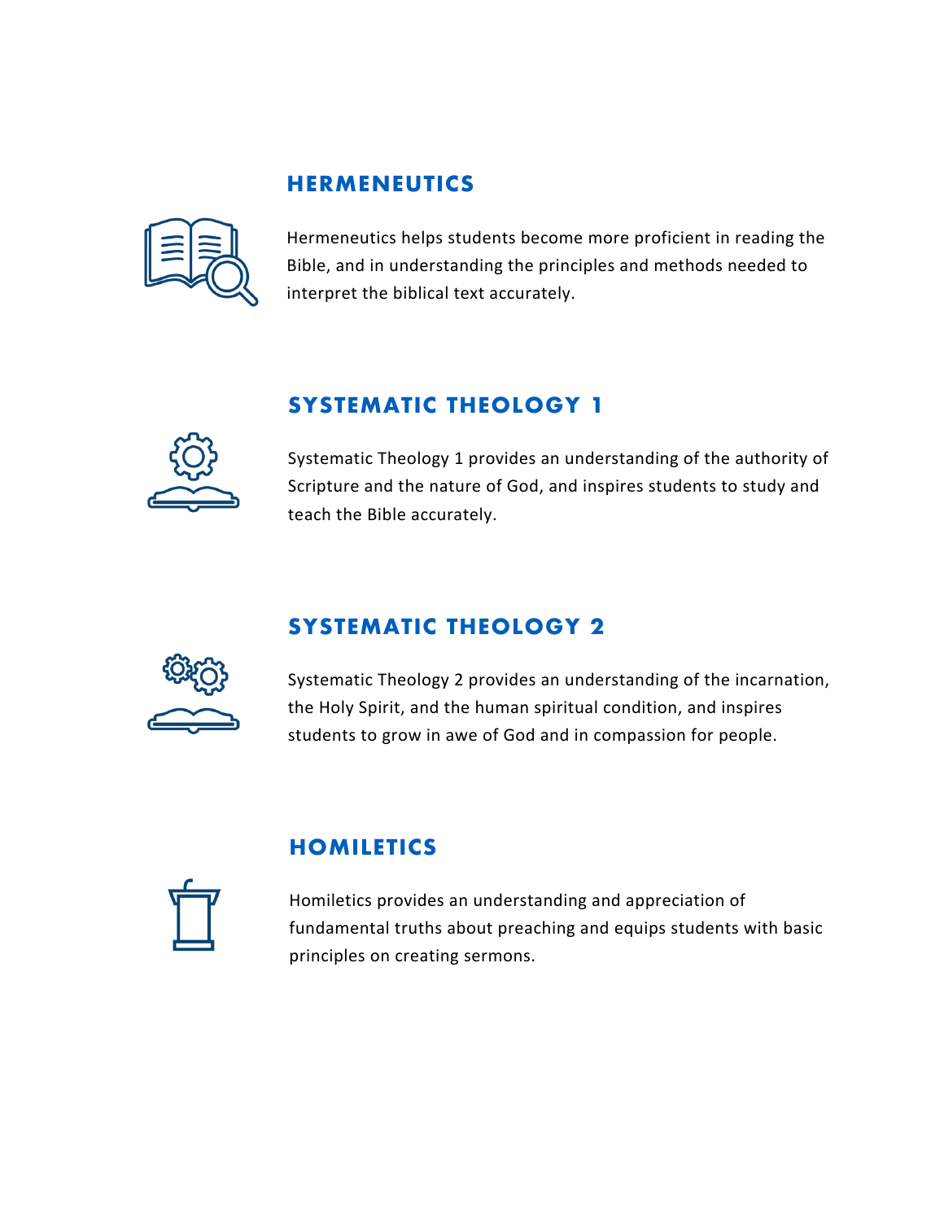## HERMENEUTICS

Hermeneutics helps students become more proficient in reading the Bible, and in understanding the principles and methods needed to interpret the biblical text accurately.

## SYSTEMATIC THEOLOGY 1

Systematic Theology 1 provides an understanding of the authority of Scripture and the nature of God, and inspires students to study and teach the Bible accurately.

## SYSTEMATIC THEOLOGY 2

Systematic Theology 2 provides an understanding of the incarnation, the Holy Spirit, and the human spiritual condition, and inspires students to grow in awe of God and in compassion for people.

## HOMILETICS

Homiletics provides an understanding and appreciation of fundamental truths about preaching and equips students with basic principles on creating sermons.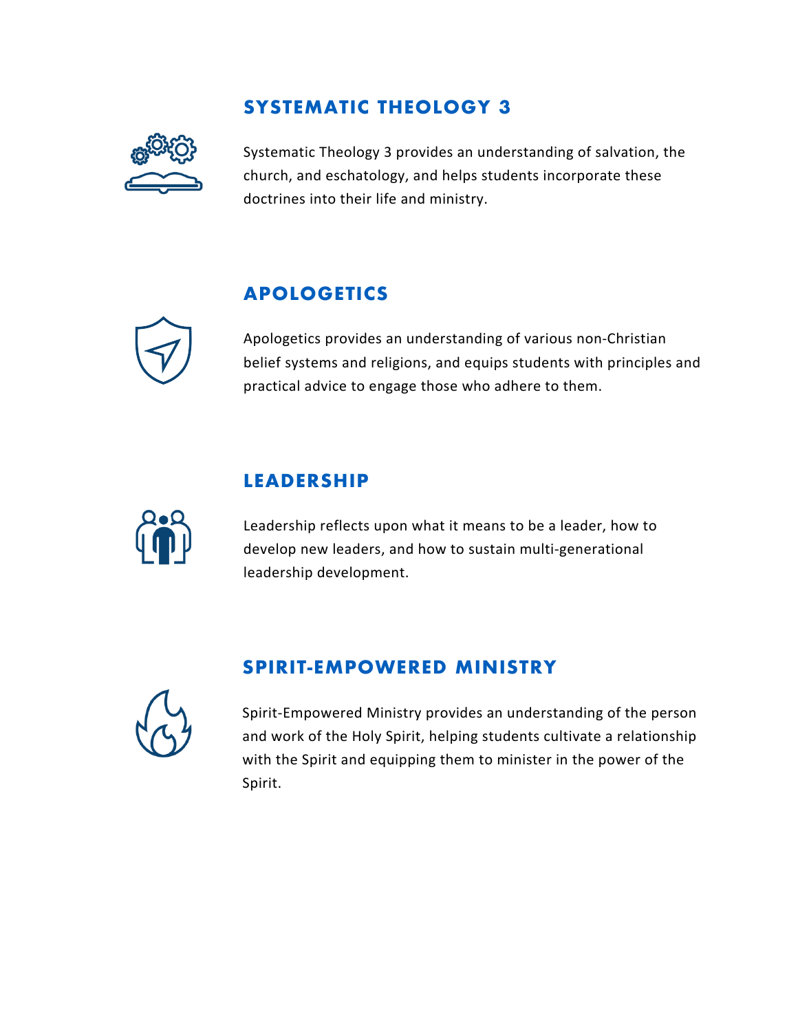## SYSTEMATIC THEOLOGY 3

Systematic Theology 3 provides an understanding of salvation, the church, and eschatology, and helps students incorporate these doctrines into their life and ministry.

## APOLOGETICS

Apologetics provides an understanding of various non-Christian belief systems and religions, and equips students with principles and practical advice to engage those who adhere to them.

## LEADERSHIP

Leadership reflects upon what it means to be a leader, how to develop new leaders, and how to sustain multi-generational leadership development.

## SPIRIT-EMPOWERED MINISTRY

Spirit-Empowered Ministry provides an understanding of the person and work of the Holy Spirit, helping students cultivate a relationship with the Spirit and equipping them to minister in the power of the Spirit.